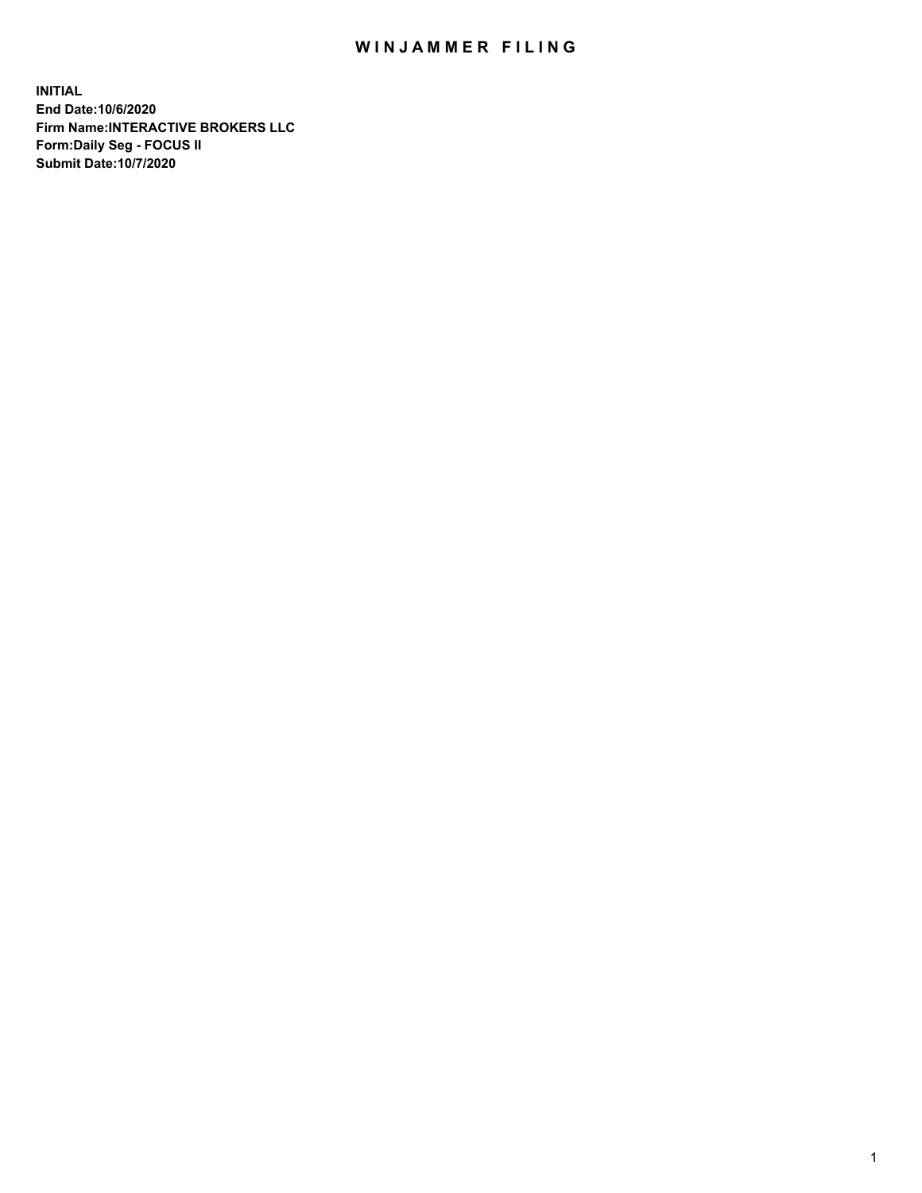# WINJAMMER FILING

**INITIAL**
**End Date:10/6/2020**
**Firm Name:INTERACTIVE BROKERS LLC**
**Form:Daily Seg - FOCUS II**
**Submit Date:10/7/2020**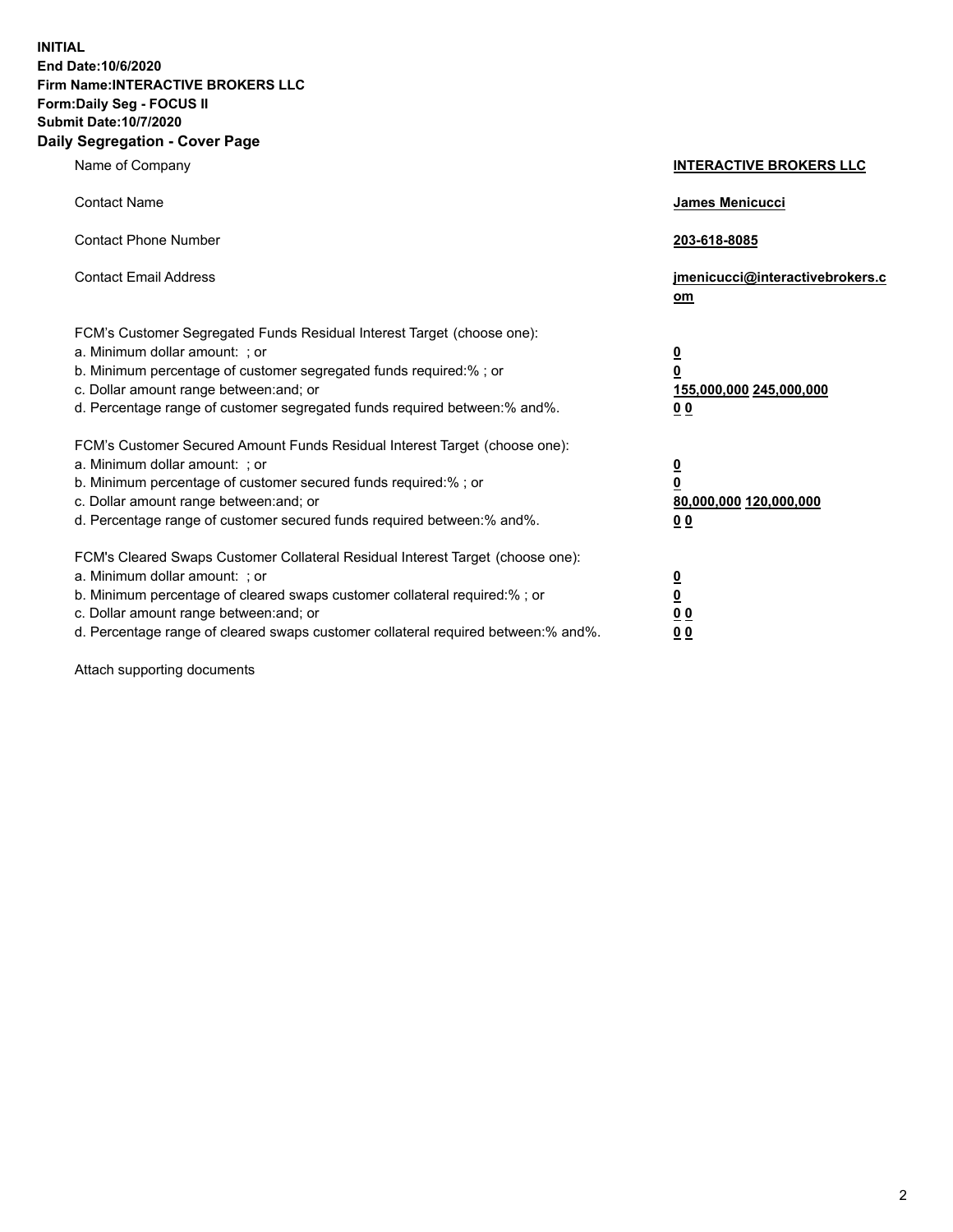**INITIAL**
**End Date:10/6/2020**
**Firm Name:INTERACTIVE BROKERS LLC**
**Form:Daily Seg - FOCUS II**
**Submit Date:10/7/2020**
**Daily Segregation - Cover Page**

| | |
|---|---|
| Name of Company | **INTERACTIVE BROKERS LLC** |
| Contact Name | **James Menicucci** |
| Contact Phone Number | **203-618-8085** |
| Contact Email Address | **jmenicucci@interactivebrokers.com** |

FCM's Customer Segregated Funds Residual Interest Target (choose one):

| | |
|---|---|
| a. Minimum dollar amount: ; or | **0** |
| b. Minimum percentage of customer segregated funds required:% ; or | **0** |
| c. Dollar amount range between:and; or | **155,000,000** **245,000,000** |
| d. Percentage range of customer segregated funds required between:% and%. | **0** **0** |

FCM's Customer Secured Amount Funds Residual Interest Target (choose one):

| | |
|---|---|
| a. Minimum dollar amount: ; or | **0** |
| b. Minimum percentage of customer secured funds required:% ; or | **0** |
| c. Dollar amount range between:and; or | **80,000,000** **120,000,000** |
| d. Percentage range of customer secured funds required between:% and%. | **0** **0** |

FCM's Cleared Swaps Customer Collateral Residual Interest Target (choose one):

| | |
|---|---|
| a. Minimum dollar amount: ; or | **0** |
| b. Minimum percentage of cleared swaps customer collateral required:% ; or | **0** |
| c. Dollar amount range between:and; or | **0** **0** |
| d. Percentage range of cleared swaps customer collateral required between:% and%. | **0** **0** |

Attach supporting documents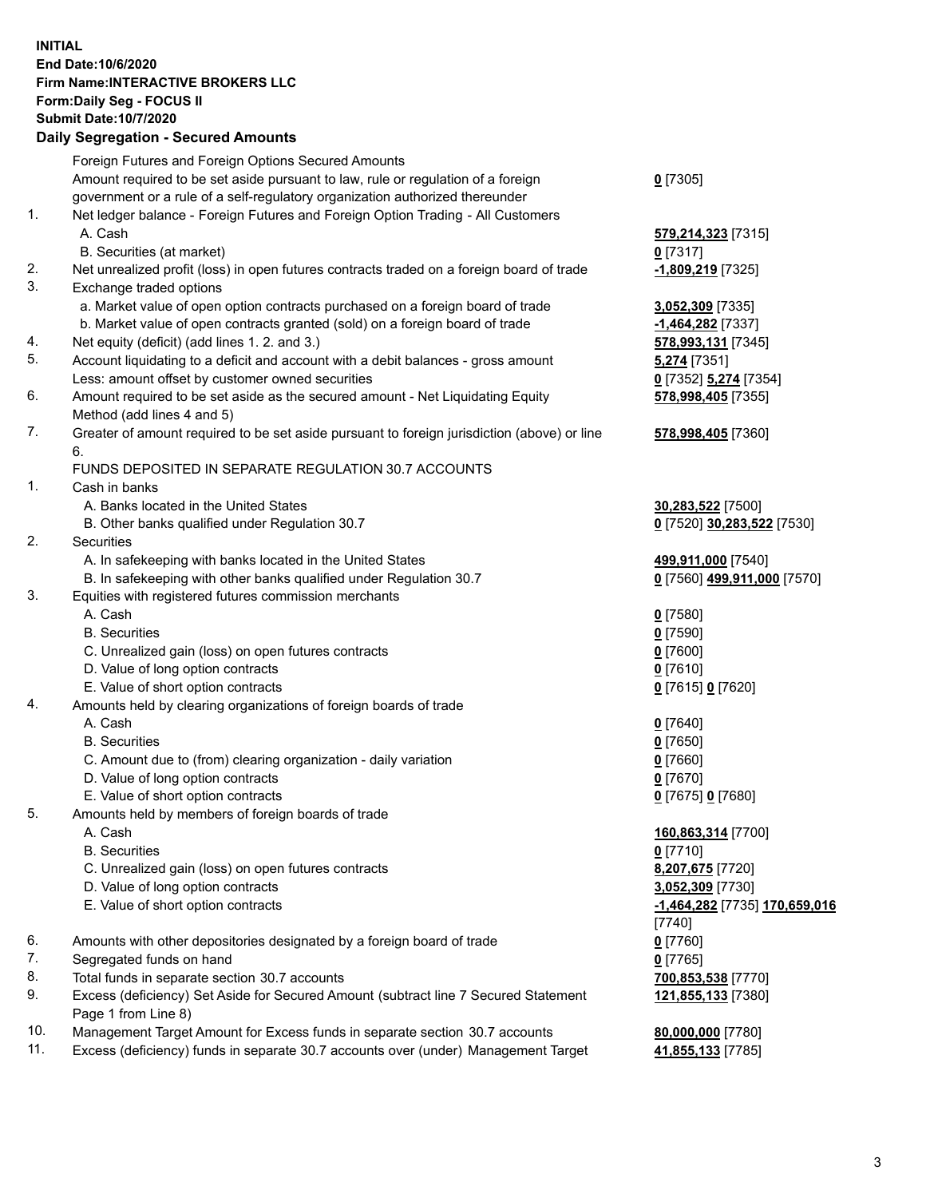**INITIAL**
**End Date:10/6/2020**
**Firm Name:INTERACTIVE BROKERS LLC**
**Form:Daily Seg - FOCUS II**
**Submit Date:10/7/2020**

## Daily Segregation - Secured Amounts

| | | |
|---|---|---|
| | Foreign Futures and Foreign Options Secured Amounts | |
| | Amount required to be set aside pursuant to law, rule or regulation of a foreign government or a rule of a self-regulatory organization authorized thereunder | **0** [7305] |
| 1. | Net ledger balance - Foreign Futures and Foreign Option Trading - All Customers | |
| | A. Cash | **579,214,323** [7315] |
| | B. Securities (at market) | **0** [7317] |
| 2. | Net unrealized profit (loss) in open futures contracts traded on a foreign board of trade | **-1,809,219** [7325] |
| 3. | Exchange traded options | |
| | a. Market value of open option contracts purchased on a foreign board of trade | **3,052,309** [7335] |
| | b. Market value of open contracts granted (sold) on a foreign board of trade | **-1,464,282** [7337] |
| 4. | Net equity (deficit) (add lines 1. 2. and 3.) | **578,993,131** [7345] |
| 5. | Account liquidating to a deficit and account with a debit balances - gross amount | **5,274** [7351] |
| | Less: amount offset by customer owned securities | **0** [7352] **5,274** [7354] |
| 6. | Amount required to be set aside as the secured amount - Net Liquidating Equity Method (add lines 4 and 5) | **578,998,405** [7355] |
| 7. | Greater of amount required to be set aside pursuant to foreign jurisdiction (above) or line 6. | **578,998,405** [7360] |
| | FUNDS DEPOSITED IN SEPARATE REGULATION 30.7 ACCOUNTS | |
| 1. | Cash in banks | |
| | A. Banks located in the United States | **30,283,522** [7500] |
| | B. Other banks qualified under Regulation 30.7 | **0** [7520] **30,283,522** [7530] |
| 2. | Securities | |
| | A. In safekeeping with banks located in the United States | **499,911,000** [7540] |
| | B. In safekeeping with other banks qualified under Regulation 30.7 | **0** [7560] **499,911,000** [7570] |
| 3. | Equities with registered futures commission merchants | |
| | A. Cash | **0** [7580] |
| | B. Securities | **0** [7590] |
| | C. Unrealized gain (loss) on open futures contracts | **0** [7600] |
| | D. Value of long option contracts | **0** [7610] |
| | E. Value of short option contracts | **0** [7615] **0** [7620] |
| 4. | Amounts held by clearing organizations of foreign boards of trade | |
| | A. Cash | **0** [7640] |
| | B. Securities | **0** [7650] |
| | C. Amount due to (from) clearing organization - daily variation | **0** [7660] |
| | D. Value of long option contracts | **0** [7670] |
| | E. Value of short option contracts | **0** [7675] **0** [7680] |
| 5. | Amounts held by members of foreign boards of trade | |
| | A. Cash | **160,863,314** [7700] |
| | B. Securities | **0** [7710] |
| | C. Unrealized gain (loss) on open futures contracts | **8,207,675** [7720] |
| | D. Value of long option contracts | **3,052,309** [7730] |
| | E. Value of short option contracts | **-1,464,282** [7735] **170,659,016** [7740] |
| 6. | Amounts with other depositories designated by a foreign board of trade | **0** [7760] |
| 7. | Segregated funds on hand | **0** [7765] |
| 8. | Total funds in separate section 30.7 accounts | **700,853,538** [7770] |
| 9. | Excess (deficiency) Set Aside for Secured Amount (subtract line 7 Secured Statement Page 1 from Line 8) | **121,855,133** [7380] |
| 10. | Management Target Amount for Excess funds in separate section 30.7 accounts | **80,000,000** [7780] |
| 11. | Excess (deficiency) funds in separate 30.7 accounts over (under) Management Target | **41,855,133** [7785] |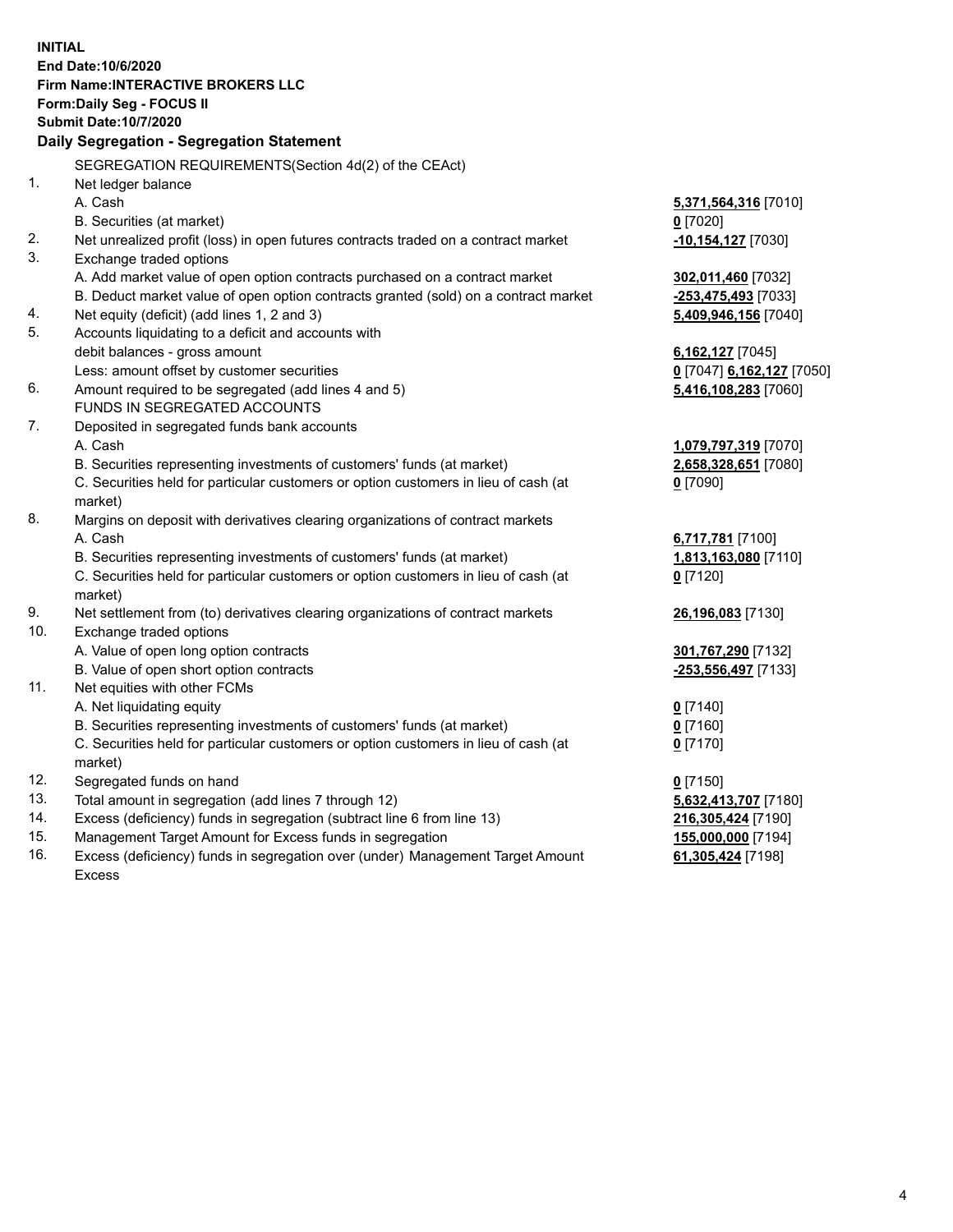**INITIAL**
**End Date:10/6/2020**
**Firm Name:INTERACTIVE BROKERS LLC**
**Form:Daily Seg - FOCUS II**
**Submit Date:10/7/2020**

## Daily Segregation - Segregation Statement

SEGREGATION REQUIREMENTS(Section 4d(2) of the CEAct)

| | | |
|---|---|---|
| 1. | Net ledger balance | |
| | A. Cash | **5,371,564,316** [7010] |
| | B. Securities (at market) | **0** [7020] |
| 2. | Net unrealized profit (loss) in open futures contracts traded on a contract market | **-10,154,127** [7030] |
| 3. | Exchange traded options | |
| | A. Add market value of open option contracts purchased on a contract market | **302,011,460** [7032] |
| | B. Deduct market value of open option contracts granted (sold) on a contract market | **-253,475,493** [7033] |
| 4. | Net equity (deficit) (add lines 1, 2 and 3) | **5,409,946,156** [7040] |
| 5. | Accounts liquidating to a deficit and accounts with debit balances - gross amount | **6,162,127** [7045] |
| | Less: amount offset by customer securities | **0** [7047] **6,162,127** [7050] |
| 6. | Amount required to be segregated (add lines 4 and 5) | **5,416,108,283** [7060] |
| | FUNDS IN SEGREGATED ACCOUNTS | |
| 7. | Deposited in segregated funds bank accounts | |
| | A. Cash | **1,079,797,319** [7070] |
| | B. Securities representing investments of customers' funds (at market) | **2,658,328,651** [7080] |
| | C. Securities held for particular customers or option customers in lieu of cash (at market) | **0** [7090] |
| 8. | Margins on deposit with derivatives clearing organizations of contract markets | |
| | A. Cash | **6,717,781** [7100] |
| | B. Securities representing investments of customers' funds (at market) | **1,813,163,080** [7110] |
| | C. Securities held for particular customers or option customers in lieu of cash (at market) | **0** [7120] |
| 9. | Net settlement from (to) derivatives clearing organizations of contract markets | **26,196,083** [7130] |
| 10. | Exchange traded options | |
| | A. Value of open long option contracts | **301,767,290** [7132] |
| | B. Value of open short option contracts | **-253,556,497** [7133] |
| 11. | Net equities with other FCMs | |
| | A. Net liquidating equity | **0** [7140] |
| | B. Securities representing investments of customers' funds (at market) | **0** [7160] |
| | C. Securities held for particular customers or option customers in lieu of cash (at market) | **0** [7170] |
| 12. | Segregated funds on hand | **0** [7150] |
| 13. | Total amount in segregation (add lines 7 through 12) | **5,632,413,707** [7180] |
| 14. | Excess (deficiency) funds in segregation (subtract line 6 from line 13) | **216,305,424** [7190] |
| 15. | Management Target Amount for Excess funds in segregation | **155,000,000** [7194] |
| 16. | Excess (deficiency) funds in segregation over (under) Management Target Amount Excess | **61,305,424** [7198] |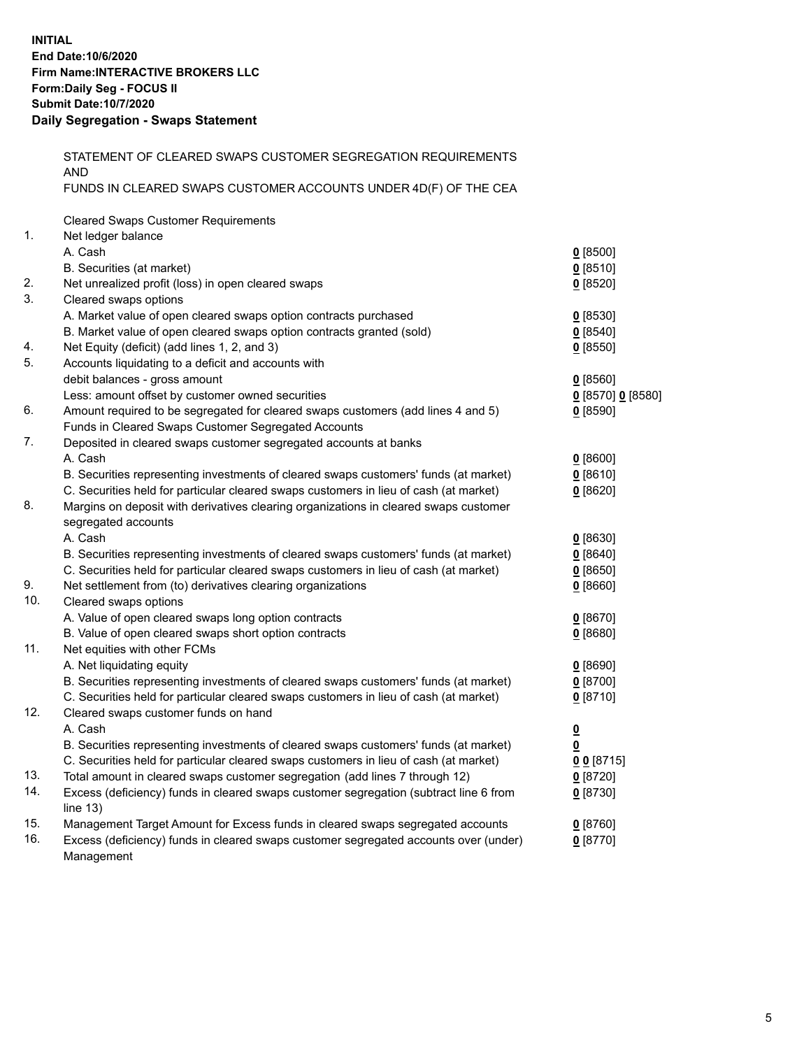**INITIAL**
**End Date:10/6/2020**
**Firm Name:INTERACTIVE BROKERS LLC**
**Form:Daily Seg - FOCUS II**
**Submit Date:10/7/2020**
**Daily Segregation - Swaps Statement**

STATEMENT OF CLEARED SWAPS CUSTOMER SEGREGATION REQUIREMENTS AND FUNDS IN CLEARED SWAPS CUSTOMER ACCOUNTS UNDER 4D(F) OF THE CEA

| | | |
|---|---|---|
| | Cleared Swaps Customer Requirements | |
| 1. | Net ledger balance | |
| | A. Cash | 0 [8500] |
| | B. Securities (at market) | 0 [8510] |
| 2. | Net unrealized profit (loss) in open cleared swaps | 0 [8520] |
| 3. | Cleared swaps options | |
| | A. Market value of open cleared swaps option contracts purchased | 0 [8530] |
| | B. Market value of open cleared swaps option contracts granted (sold) | 0 [8540] |
| 4. | Net Equity (deficit) (add lines 1, 2, and 3) | 0 [8550] |
| 5. | Accounts liquidating to a deficit and accounts with debit balances - gross amount | 0 [8560] |
| | Less: amount offset by customer owned securities | 0 [8570] 0 [8580] |
| 6. | Amount required to be segregated for cleared swaps customers (add lines 4 and 5) | 0 [8590] |
| | Funds in Cleared Swaps Customer Segregated Accounts | |
| 7. | Deposited in cleared swaps customer segregated accounts at banks | |
| | A. Cash | 0 [8600] |
| | B. Securities representing investments of cleared swaps customers' funds (at market) | 0 [8610] |
| | C. Securities held for particular cleared swaps customers in lieu of cash (at market) | 0 [8620] |
| 8. | Margins on deposit with derivatives clearing organizations in cleared swaps customer segregated accounts | |
| | A. Cash | 0 [8630] |
| | B. Securities representing investments of cleared swaps customers' funds (at market) | 0 [8640] |
| | C. Securities held for particular cleared swaps customers in lieu of cash (at market) | 0 [8650] |
| 9. | Net settlement from (to) derivatives clearing organizations | 0 [8660] |
| 10. | Cleared swaps options | |
| | A. Value of open cleared swaps long option contracts | 0 [8670] |
| | B. Value of open cleared swaps short option contracts | 0 [8680] |
| 11. | Net equities with other FCMs | |
| | A. Net liquidating equity | 0 [8690] |
| | B. Securities representing investments of cleared swaps customers' funds (at market) | 0 [8700] |
| | C. Securities held for particular cleared swaps customers in lieu of cash (at market) | 0 [8710] |
| 12. | Cleared swaps customer funds on hand | |
| | A. Cash | 0 |
| | B. Securities representing investments of cleared swaps customers' funds (at market) | 0 |
| | C. Securities held for particular cleared swaps customers in lieu of cash (at market) | 0 0 [8715] |
| 13. | Total amount in cleared swaps customer segregation (add lines 7 through 12) | 0 [8720] |
| 14. | Excess (deficiency) funds in cleared swaps customer segregation (subtract line 6 from line 13) | 0 [8730] |
| 15. | Management Target Amount for Excess funds in cleared swaps segregated accounts | 0 [8760] |
| 16. | Excess (deficiency) funds in cleared swaps customer segregated accounts over (under) Management | 0 [8770] |